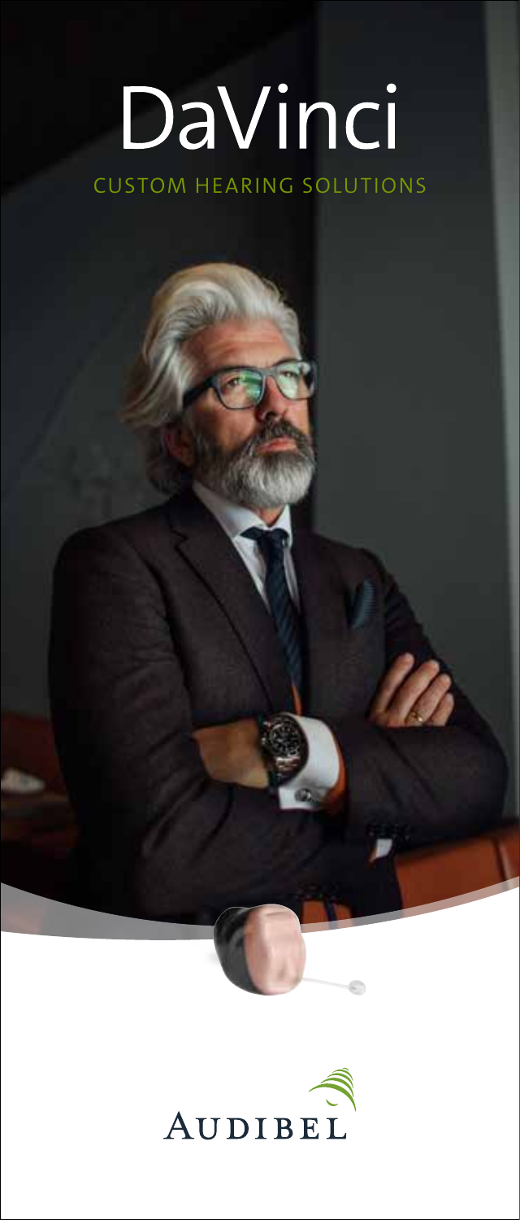# DaVinci

CUSTOM HEARING SOLUTIONS

AUDIBEL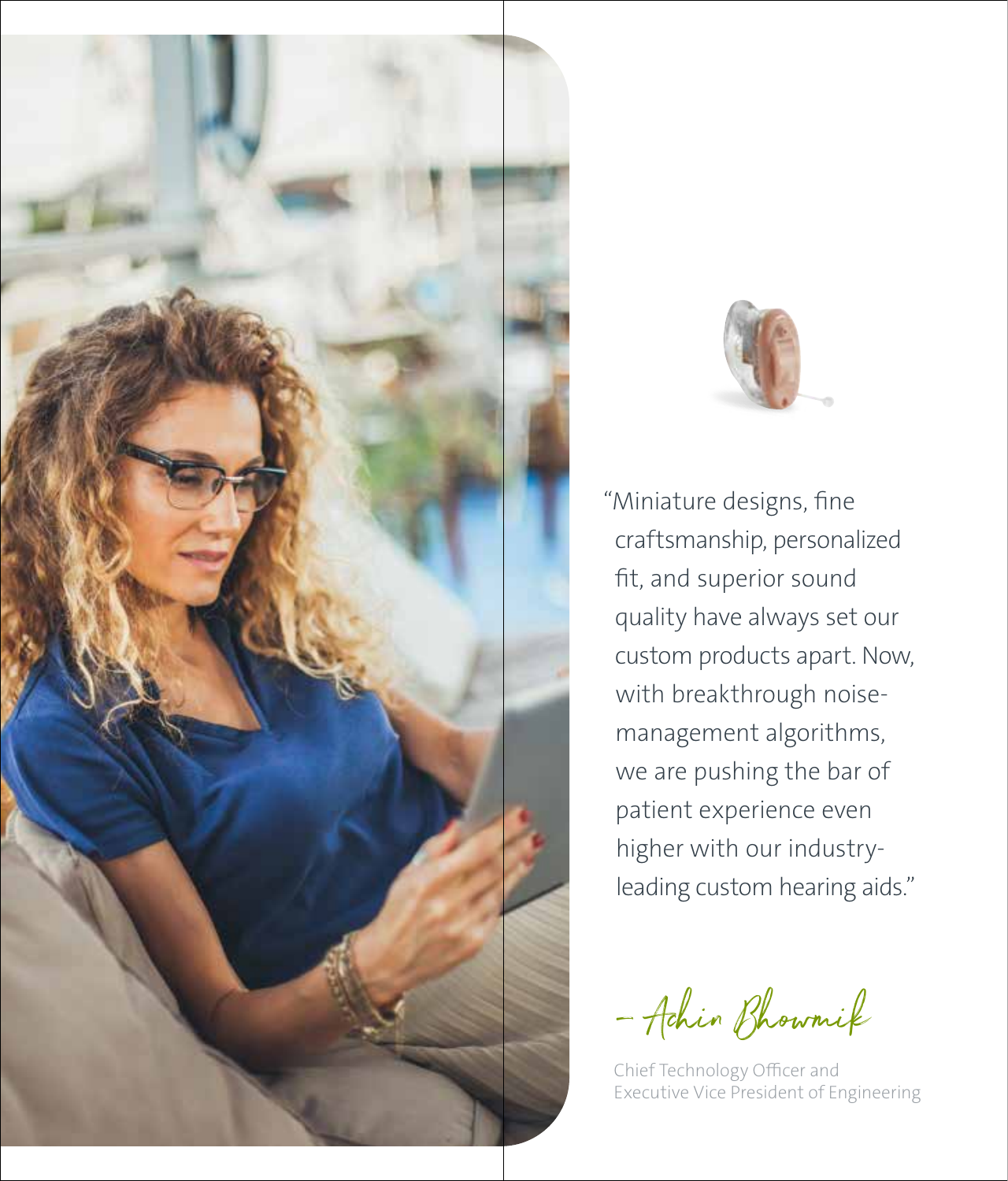"Miniature designs, fine craftsmanship, personalized fit, and superior sound quality have always set our custom products apart. Now, with breakthrough noise-management algorithms, we are pushing the bar of patient experience even higher with our industry-leading custom hearing aids."

– Achin Bhowmik

Chief Technology Officer and
Executive Vice President of Engineering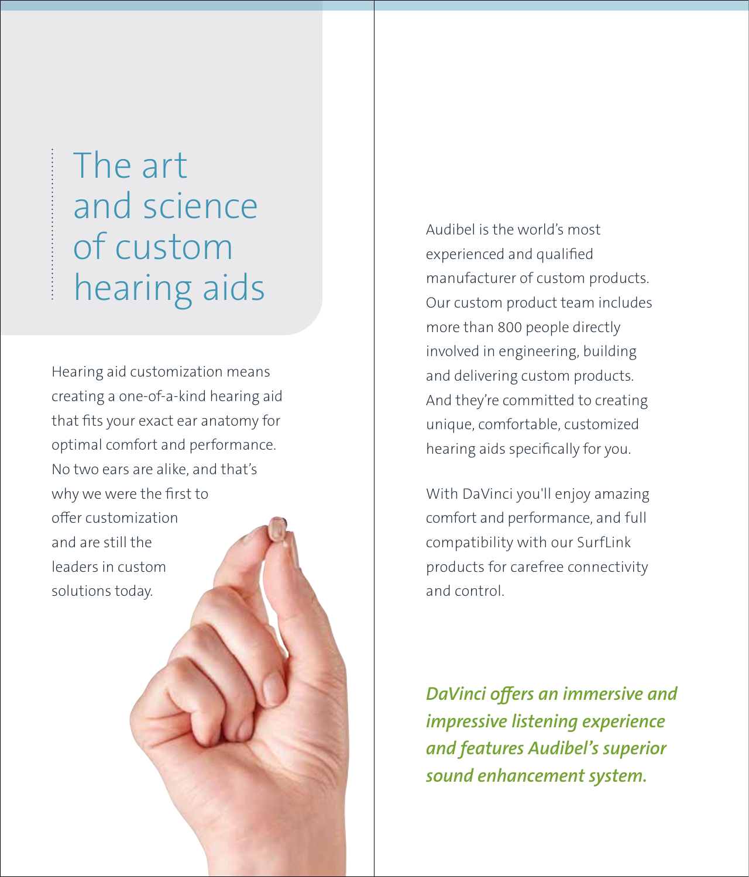# The art and science of custom hearing aids

Hearing aid customization means creating a one-of-a-kind hearing aid that fits your exact ear anatomy for optimal comfort and performance. No two ears are alike, and that's why we were the first to offer customization and are still the leaders in custom solutions today.

Audibel is the world's most experienced and qualified manufacturer of custom products. Our custom product team includes more than 800 people directly involved in engineering, building and delivering custom products. And they're committed to creating unique, comfortable, customized hearing aids specifically for you.

With DaVinci you'll enjoy amazing comfort and performance, and full compatibility with our SurfLink products for carefree connectivity and control.

***DaVinci offers an immersive and impressive listening experience and features Audibel's superior sound enhancement system.***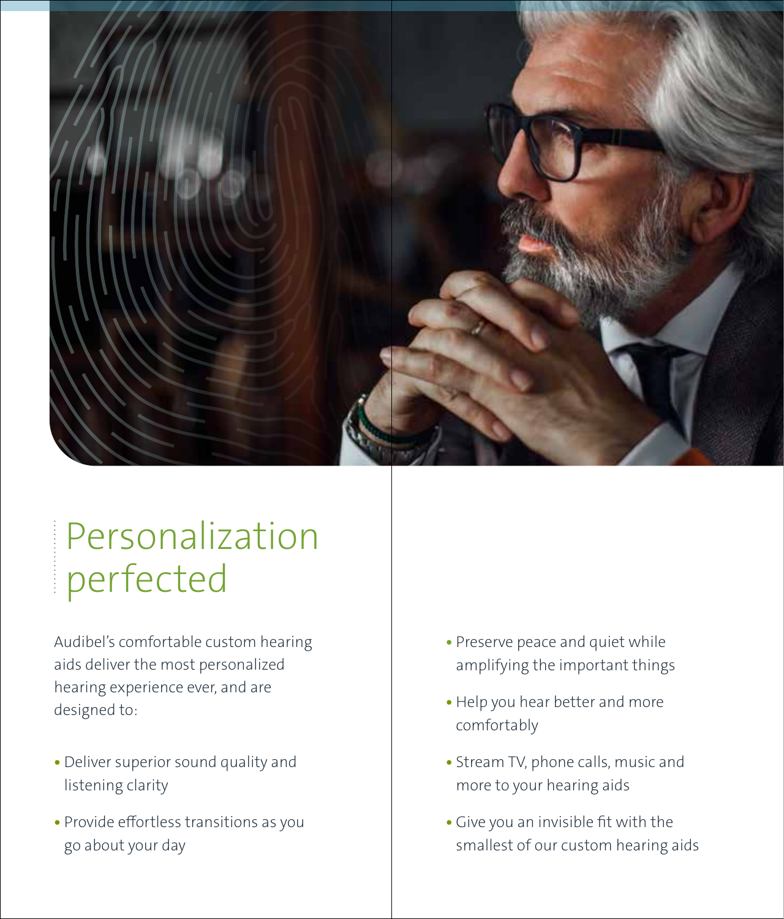# Personalization perfected

Audibel's comfortable custom hearing aids deliver the most personalized hearing experience ever, and are designed to:

- Deliver superior sound quality and listening clarity
- Provide effortless transitions as you go about your day
- Preserve peace and quiet while amplifying the important things
- Help you hear better and more comfortably
- Stream TV, phone calls, music and more to your hearing aids
- Give you an invisible fit with the smallest of our custom hearing aids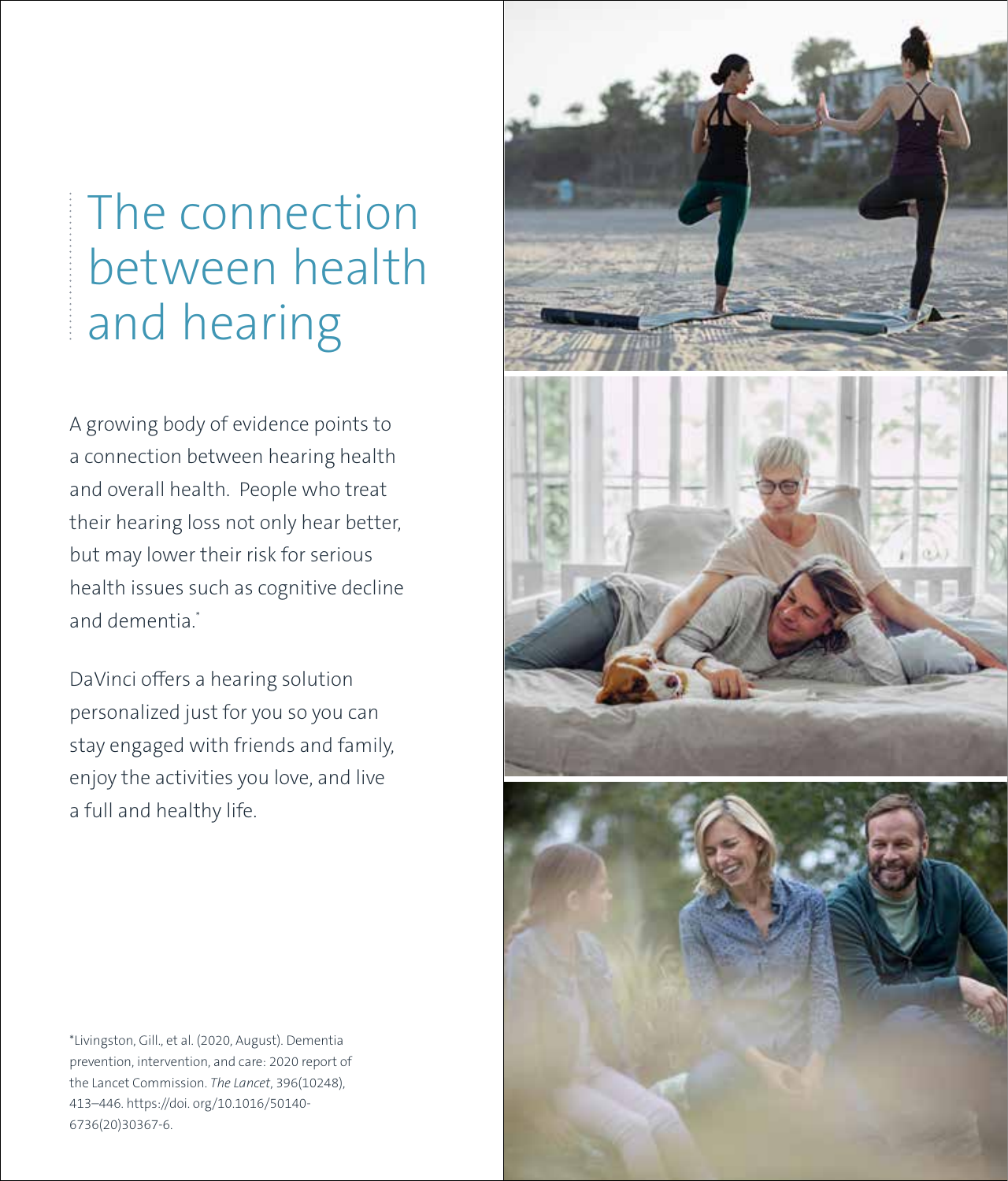# The connection between health and hearing

A growing body of evidence points to a connection between hearing health and overall health. People who treat their hearing loss not only hear better, but may lower their risk for serious health issues such as cognitive decline and dementia.*

DaVinci offers a hearing solution personalized just for you so you can stay engaged with friends and family, enjoy the activities you love, and live a full and healthy life.

*Livingston, Gill., et al. (2020, August). Dementia prevention, intervention, and care: 2020 report of the Lancet Commission. *The Lancet*, 396(10248), 413–446. https://doi. org/10.1016/50140-6736(20)30367-6.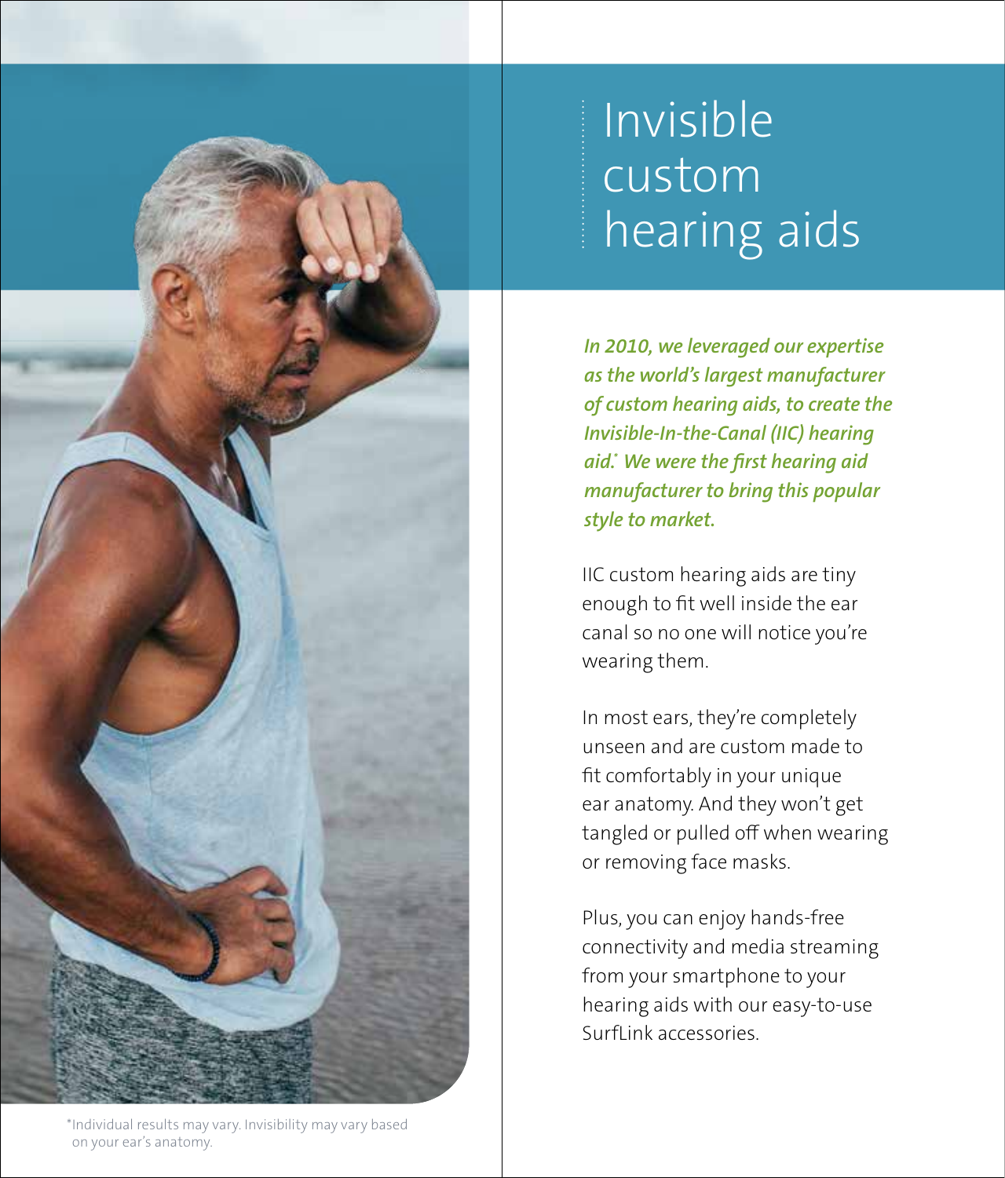# Invisible custom hearing aids

***In 2010, we leveraged our expertise as the world's largest manufacturer of custom hearing aids, to create the Invisible-In-the-Canal (IIC) hearing aid.* We were the first hearing aid manufacturer to bring this popular style to market.***

IIC custom hearing aids are tiny enough to fit well inside the ear canal so no one will notice you're wearing them.

In most ears, they're completely unseen and are custom made to fit comfortably in your unique ear anatomy. And they won't get tangled or pulled off when wearing or removing face masks.

Plus, you can enjoy hands-free connectivity and media streaming from your smartphone to your hearing aids with our easy-to-use SurfLink accessories.

*Individual results may vary. Invisibility may vary based on your ear's anatomy.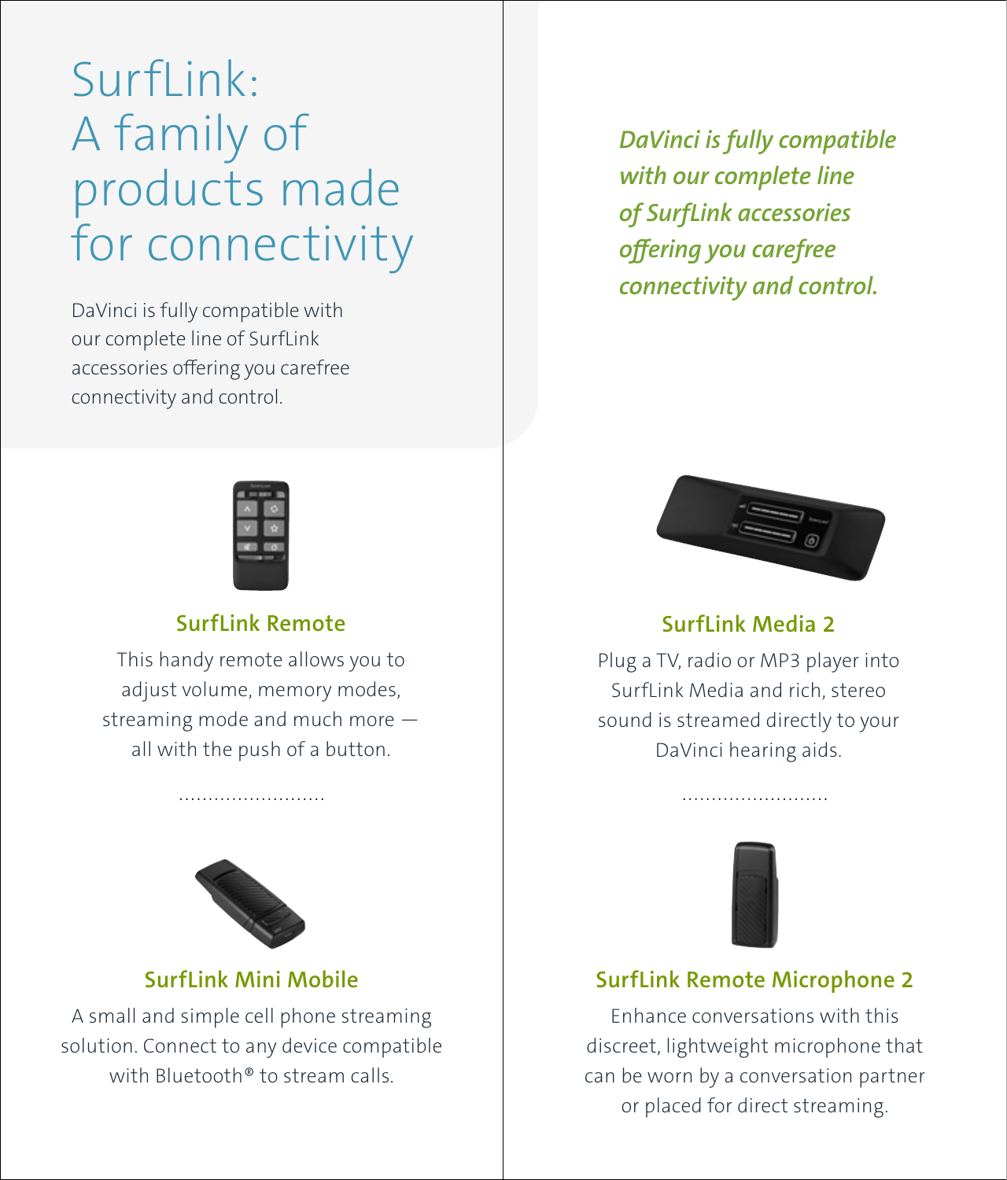# SurfLink: A family of products made for connectivity

DaVinci is fully compatible with our complete line of SurfLink accessories offering you carefree connectivity and control.

*DaVinci is fully compatible with our complete line of SurfLink accessories offering you carefree connectivity and control.*

### SurfLink Remote

This handy remote allows you to adjust volume, memory modes, streaming mode and much more — all with the push of a button.

### SurfLink Mini Mobile

A small and simple cell phone streaming solution. Connect to any device compatible with Bluetooth® to stream calls.

### SurfLink Media 2

Plug a TV, radio or MP3 player into SurfLink Media and rich, stereo sound is streamed directly to your DaVinci hearing aids.

### SurfLink Remote Microphone 2

Enhance conversations with this discreet, lightweight microphone that can be worn by a conversation partner or placed for direct streaming.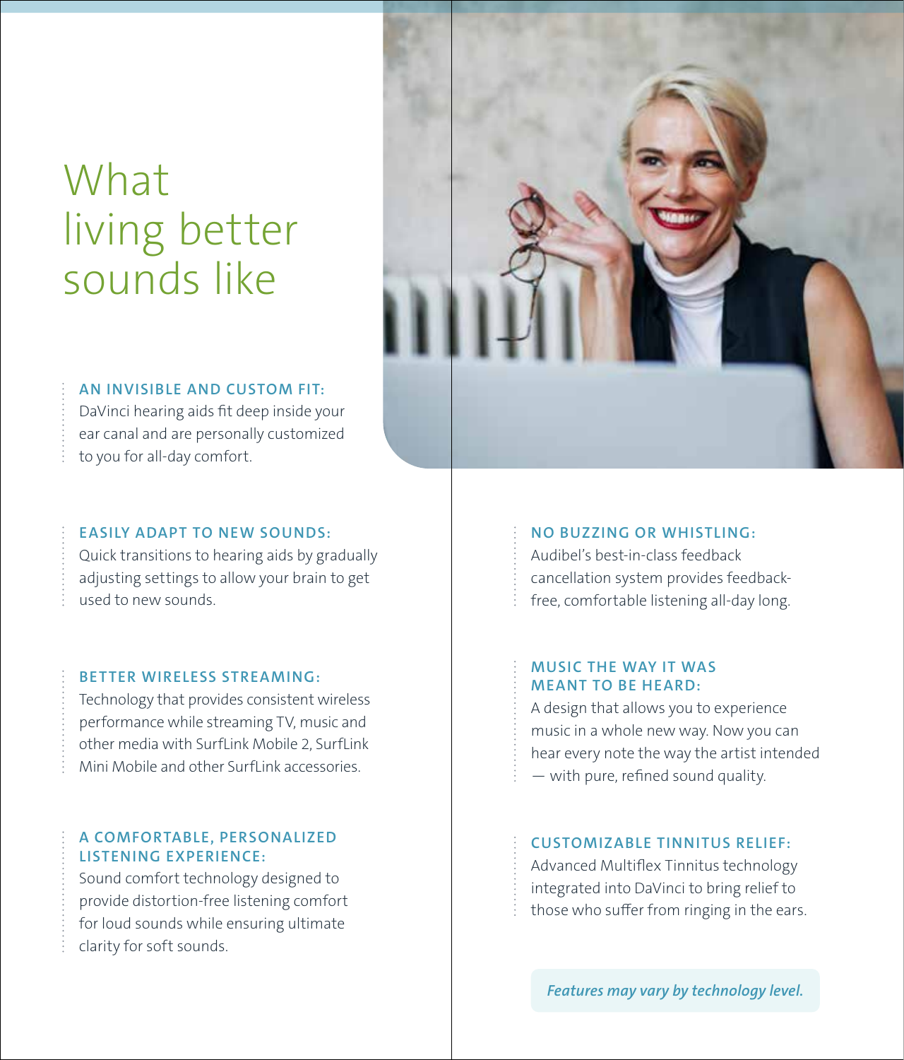# What living better sounds like

**AN INVISIBLE AND CUSTOM FIT:**
DaVinci hearing aids fit deep inside your ear canal and are personally customized to you for all-day comfort.

**EASILY ADAPT TO NEW SOUNDS:**
Quick transitions to hearing aids by gradually adjusting settings to allow your brain to get used to new sounds.

**BETTER WIRELESS STREAMING:**
Technology that provides consistent wireless performance while streaming TV, music and other media with SurfLink Mobile 2, SurfLink Mini Mobile and other SurfLink accessories.

**A COMFORTABLE, PERSONALIZED LISTENING EXPERIENCE:**
Sound comfort technology designed to provide distortion-free listening comfort for loud sounds while ensuring ultimate clarity for soft sounds.

**NO BUZZING OR WHISTLING:**
Audibel's best-in-class feedback cancellation system provides feedback-free, comfortable listening all-day long.

**MUSIC THE WAY IT WAS MEANT TO BE HEARD:**
A design that allows you to experience music in a whole new way. Now you can hear every note the way the artist intended — with pure, refined sound quality.

**CUSTOMIZABLE TINNITUS RELIEF:**
Advanced Multiflex Tinnitus technology integrated into DaVinci to bring relief to those who suffer from ringing in the ears.

***Features may vary by technology level.***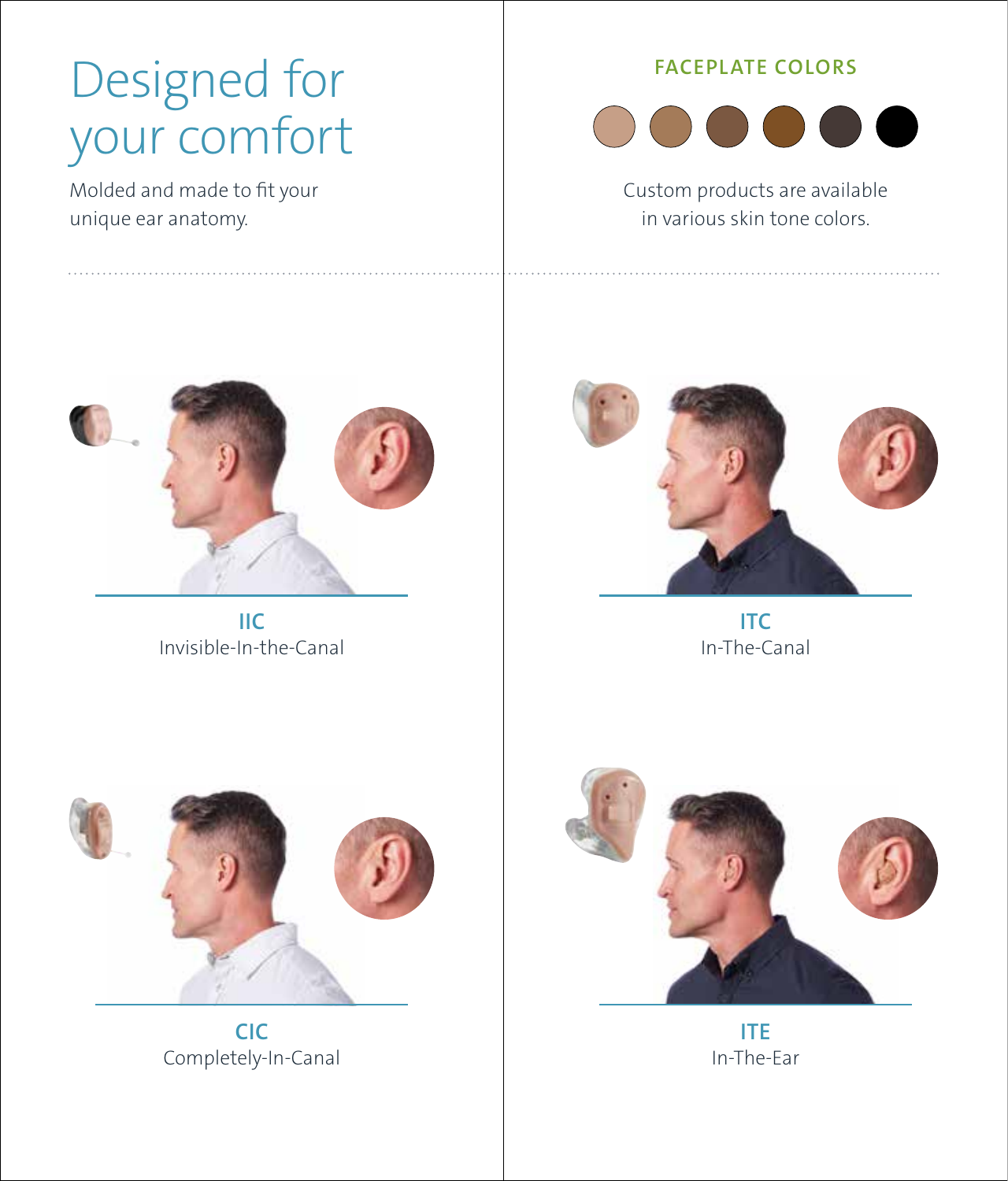# Designed for your comfort

Molded and made to fit your unique ear anatomy.

## FACEPLATE COLORS

Custom products are available in various skin tone colors.

**IIC**
Invisible-In-the-Canal

**ITC**
In-The-Canal

**CIC**
Completely-In-Canal

**ITE**
In-The-Ear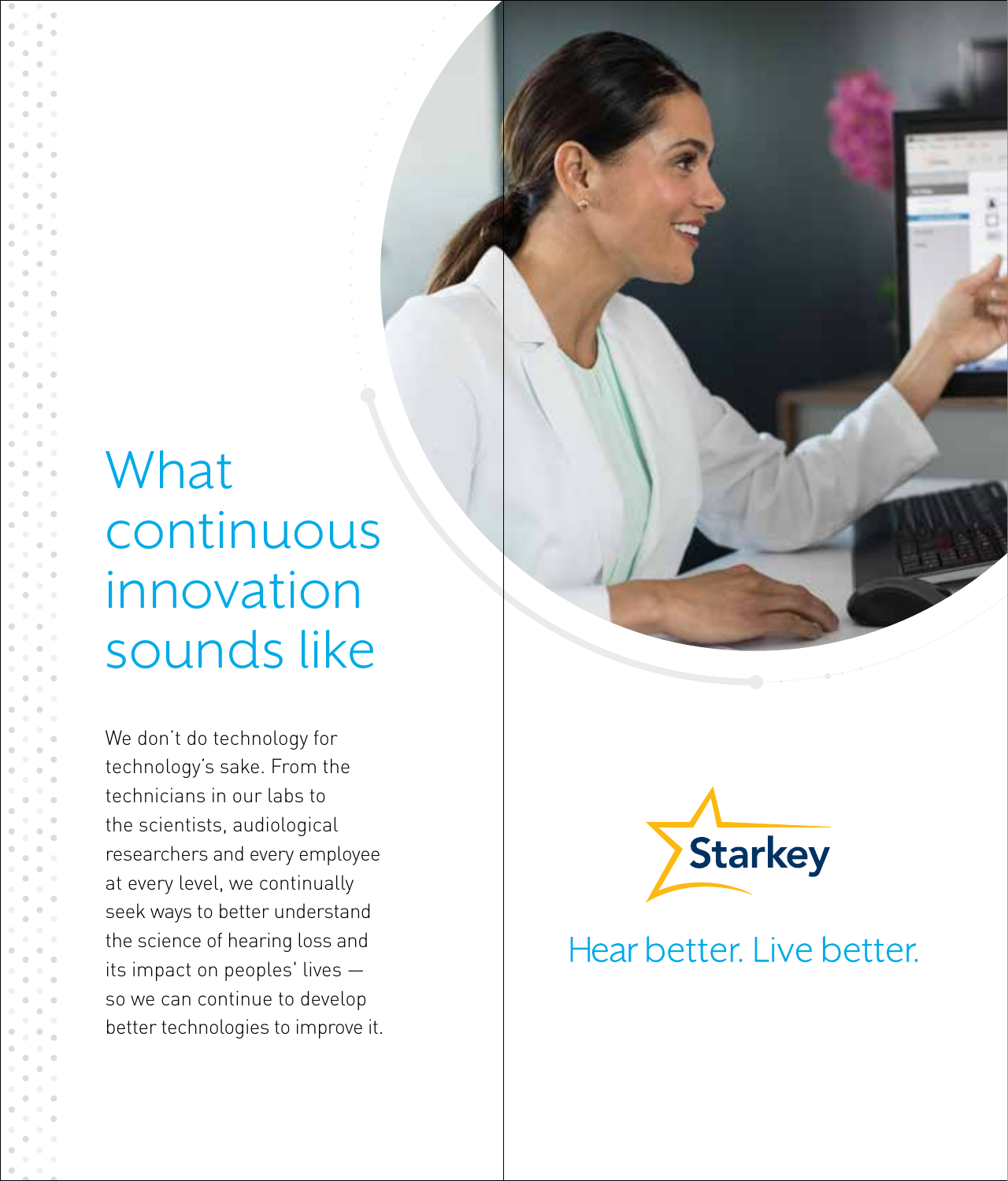# What continuous innovation sounds like

We don't do technology for technology's sake. From the technicians in our labs to the scientists, audiological researchers and every employee at every level, we continually seek ways to better understand the science of hearing loss and its impact on peoples' lives — so we can continue to develop better technologies to improve it.

Starkey

Hear better. Live better.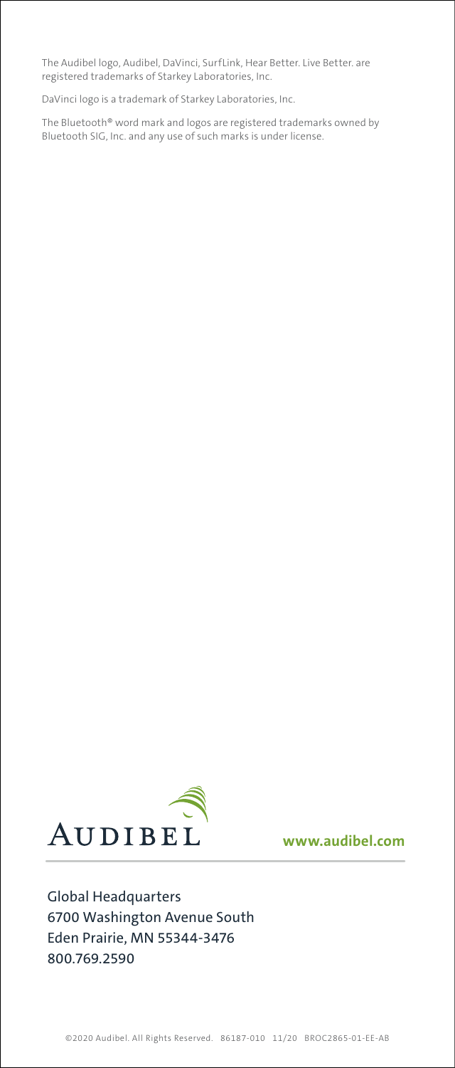The Audibel logo, Audibel, DaVinci, SurfLink, Hear Better. Live Better. are registered trademarks of Starkey Laboratories, Inc.

DaVinci logo is a trademark of Starkey Laboratories, Inc.

The Bluetooth® word mark and logos are registered trademarks owned by Bluetooth SIG, Inc. and any use of such marks is under license.

AUDIBEL

**www.audibel.com**

Global Headquarters
6700 Washington Avenue South
Eden Prairie, MN 55344-3476
800.769.2590

©2020 Audibel. All Rights Reserved. 86187-010 11/20 BROC2865-01-EE-AB